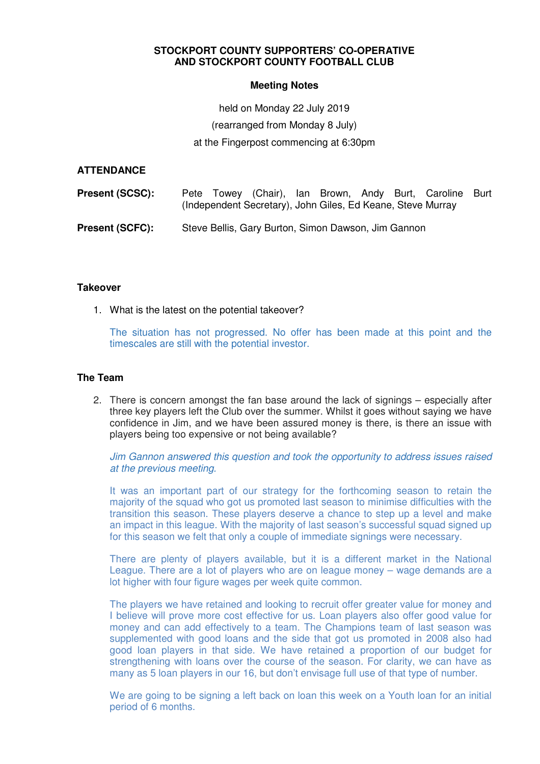**STOCKPORT COUNTY SUPPORTERS' CO-OPERATIVE AND STOCKPORT COUNTY FOOTBALL CLUB**

**Meeting Notes**

held on Monday 22 July 2019

(rearranged from Monday 8 July)

at the Fingerpost commencing at 6:30pm

## ATTENDANCE

**Present (SCSC):** Pete Towey (Chair), Ian Brown, Andy Burt, Caroline Burt (Independent Secretary), John Giles, Ed Keane, Steve Murray

**Present (SCFC):** Steve Bellis, Gary Burton, Simon Dawson, Jim Gannon

### Takeover

1. What is the latest on the potential takeover?

   The situation has not progressed. No offer has been made at this point and the timescales are still with the potential investor.

### The Team

2. There is concern amongst the fan base around the lack of signings – especially after three key players left the Club over the summer. Whilst it goes without saying we have confidence in Jim, and we have been assured money is there, is there an issue with players being too expensive or not being available?

   *Jim Gannon answered this question and took the opportunity to address issues raised at the previous meeting.*

   It was an important part of our strategy for the forthcoming season to retain the majority of the squad who got us promoted last season to minimise difficulties with the transition this season. These players deserve a chance to step up a level and make an impact in this league. With the majority of last season's successful squad signed up for this season we felt that only a couple of immediate signings were necessary.

   There are plenty of players available, but it is a different market in the National League. There are a lot of players who are on league money – wage demands are a lot higher with four figure wages per week quite common.

   The players we have retained and looking to recruit offer greater value for money and I believe will prove more cost effective for us. Loan players also offer good value for money and can add effectively to a team. The Champions team of last season was supplemented with good loans and the side that got us promoted in 2008 also had good loan players in that side. We have retained a proportion of our budget for strengthening with loans over the course of the season. For clarity, we can have as many as 5 loan players in our 16, but don't envisage full use of that type of number.

   We are going to be signing a left back on loan this week on a Youth loan for an initial period of 6 months.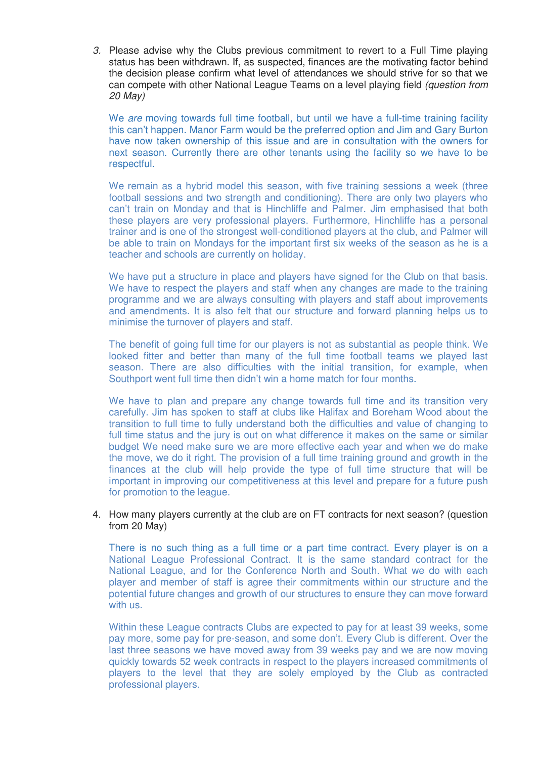3. Please advise why the Clubs previous commitment to revert to a Full Time playing status has been withdrawn. If, as suspected, finances are the motivating factor behind the decision please confirm what level of attendances we should strive for so that we can compete with other National League Teams on a level playing field *(question from 20 May)*

   We *are* moving towards full time football, but until we have a full-time training facility this can't happen. Manor Farm would be the preferred option and Jim and Gary Burton have now taken ownership of this issue and are in consultation with the owners for next season. Currently there are other tenants using the facility so we have to be respectful.

   We remain as a hybrid model this season, with five training sessions a week (three football sessions and two strength and conditioning). There are only two players who can't train on Monday and that is Hinchliffe and Palmer. Jim emphasised that both these players are very professional players. Furthermore, Hinchliffe has a personal trainer and is one of the strongest well-conditioned players at the club, and Palmer will be able to train on Mondays for the important first six weeks of the season as he is a teacher and schools are currently on holiday.

   We have put a structure in place and players have signed for the Club on that basis. We have to respect the players and staff when any changes are made to the training programme and we are always consulting with players and staff about improvements and amendments. It is also felt that our structure and forward planning helps us to minimise the turnover of players and staff.

   The benefit of going full time for our players is not as substantial as people think. We looked fitter and better than many of the full time football teams we played last season. There are also difficulties with the initial transition, for example, when Southport went full time then didn't win a home match for four months.

   We have to plan and prepare any change towards full time and its transition very carefully. Jim has spoken to staff at clubs like Halifax and Boreham Wood about the transition to full time to fully understand both the difficulties and value of changing to full time status and the jury is out on what difference it makes on the same or similar budget We need make sure we are more effective each year and when we do make the move, we do it right. The provision of a full time training ground and growth in the finances at the club will help provide the type of full time structure that will be important in improving our competitiveness at this level and prepare for a future push for promotion to the league.

4. How many players currently at the club are on FT contracts for next season? (question from 20 May)

   There is no such thing as a full time or a part time contract. Every player is on a National League Professional Contract. It is the same standard contract for the National League, and for the Conference North and South. What we do with each player and member of staff is agree their commitments within our structure and the potential future changes and growth of our structures to ensure they can move forward with us.

   Within these League contracts Clubs are expected to pay for at least 39 weeks, some pay more, some pay for pre-season, and some don't. Every Club is different. Over the last three seasons we have moved away from 39 weeks pay and we are now moving quickly towards 52 week contracts in respect to the players increased commitments of players to the level that they are solely employed by the Club as contracted professional players.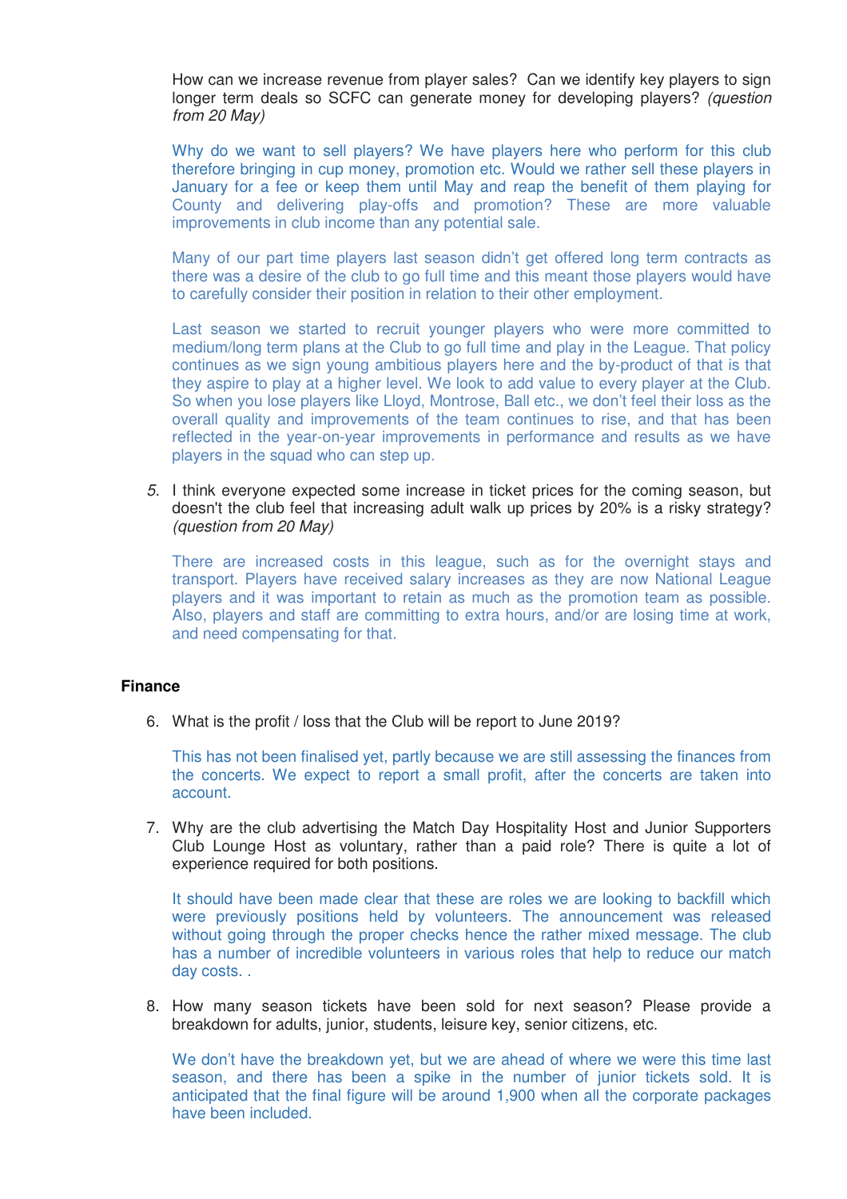How can we increase revenue from player sales? Can we identify key players to sign longer term deals so SCFC can generate money for developing players? *(question from 20 May)*

Why do we want to sell players? We have players here who perform for this club therefore bringing in cup money, promotion etc. Would we rather sell these players in January for a fee or keep them until May and reap the benefit of them playing for County and delivering play-offs and promotion? These are more valuable improvements in club income than any potential sale.

Many of our part time players last season didn't get offered long term contracts as there was a desire of the club to go full time and this meant those players would have to carefully consider their position in relation to their other employment.

Last season we started to recruit younger players who were more committed to medium/long term plans at the Club to go full time and play in the League. That policy continues as we sign young ambitious players here and the by-product of that is that they aspire to play at a higher level. We look to add value to every player at the Club. So when you lose players like Lloyd, Montrose, Ball etc., we don't feel their loss as the overall quality and improvements of the team continues to rise, and that has been reflected in the year-on-year improvements in performance and results as we have players in the squad who can step up.

5. I think everyone expected some increase in ticket prices for the coming season, but doesn't the club feel that increasing adult walk up prices by 20% is a risky strategy? *(question from 20 May)*

   There are increased costs in this league, such as for the overnight stays and transport. Players have received salary increases as they are now National League players and it was important to retain as much as the promotion team as possible. Also, players and staff are committing to extra hours, and/or are losing time at work, and need compensating for that.

**Finance**

6. What is the profit / loss that the Club will be report to June 2019?

   This has not been finalised yet, partly because we are still assessing the finances from the concerts. We expect to report a small profit, after the concerts are taken into account.

7. Why are the club advertising the Match Day Hospitality Host and Junior Supporters Club Lounge Host as voluntary, rather than a paid role? There is quite a lot of experience required for both positions.

   It should have been made clear that these are roles we are looking to backfill which were previously positions held by volunteers. The announcement was released without going through the proper checks hence the rather mixed message. The club has a number of incredible volunteers in various roles that help to reduce our match day costs. .

8. How many season tickets have been sold for next season? Please provide a breakdown for adults, junior, students, leisure key, senior citizens, etc.

   We don't have the breakdown yet, but we are ahead of where we were this time last season, and there has been a spike in the number of junior tickets sold. It is anticipated that the final figure will be around 1,900 when all the corporate packages have been included.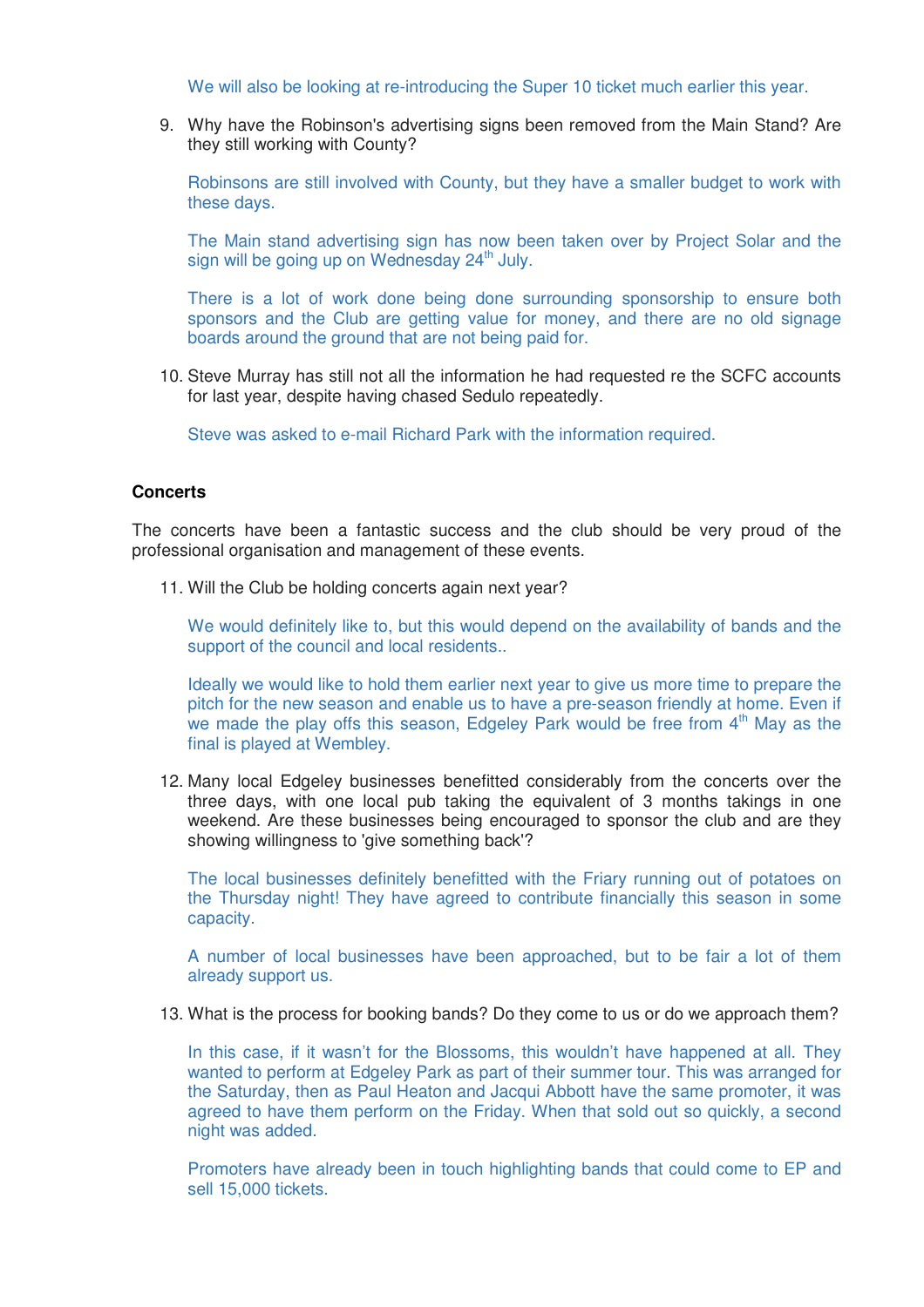We will also be looking at re-introducing the Super 10 ticket much earlier this year.

9. Why have the Robinson's advertising signs been removed from the Main Stand? Are they still working with County?

   Robinsons are still involved with County, but they have a smaller budget to work with these days.

   The Main stand advertising sign has now been taken over by Project Solar and the sign will be going up on Wednesday 24th July.

   There is a lot of work done being done surrounding sponsorship to ensure both sponsors and the Club are getting value for money, and there are no old signage boards around the ground that are not being paid for.

10. Steve Murray has still not all the information he had requested re the SCFC accounts for last year, despite having chased Sedulo repeatedly.

    Steve was asked to e-mail Richard Park with the information required.

**Concerts**

The concerts have been a fantastic success and the club should be very proud of the professional organisation and management of these events.

11. Will the Club be holding concerts again next year?

    We would definitely like to, but this would depend on the availability of bands and the support of the council and local residents..

    Ideally we would like to hold them earlier next year to give us more time to prepare the pitch for the new season and enable us to have a pre-season friendly at home. Even if we made the play offs this season, Edgeley Park would be free from 4th May as the final is played at Wembley.

12. Many local Edgeley businesses benefitted considerably from the concerts over the three days, with one local pub taking the equivalent of 3 months takings in one weekend. Are these businesses being encouraged to sponsor the club and are they showing willingness to 'give something back'?

    The local businesses definitely benefitted with the Friary running out of potatoes on the Thursday night! They have agreed to contribute financially this season in some capacity.

    A number of local businesses have been approached, but to be fair a lot of them already support us.

13. What is the process for booking bands? Do they come to us or do we approach them?

    In this case, if it wasn't for the Blossoms, this wouldn't have happened at all. They wanted to perform at Edgeley Park as part of their summer tour. This was arranged for the Saturday, then as Paul Heaton and Jacqui Abbott have the same promoter, it was agreed to have them perform on the Friday. When that sold out so quickly, a second night was added.

    Promoters have already been in touch highlighting bands that could come to EP and sell 15,000 tickets.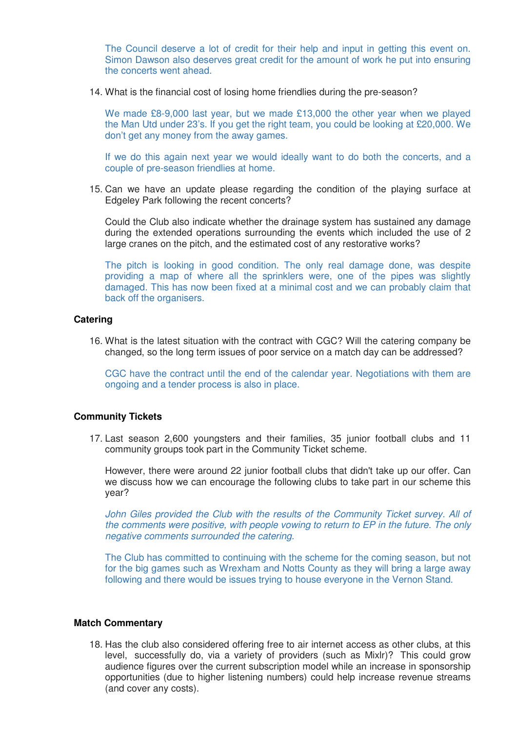The Council deserve a lot of credit for their help and input in getting this event on. Simon Dawson also deserves great credit for the amount of work he put into ensuring the concerts went ahead.

14. What is the financial cost of losing home friendlies during the pre-season?

    We made £8-9,000 last year, but we made £13,000 the other year when we played the Man Utd under 23's. If you get the right team, you could be looking at £20,000. We don't get any money from the away games.

    If we do this again next year we would ideally want to do both the concerts, and a couple of pre-season friendlies at home.

15. Can we have an update please regarding the condition of the playing surface at Edgeley Park following the recent concerts?

    Could the Club also indicate whether the drainage system has sustained any damage during the extended operations surrounding the events which included the use of 2 large cranes on the pitch, and the estimated cost of any restorative works?

    The pitch is looking in good condition. The only real damage done, was despite providing a map of where all the sprinklers were, one of the pipes was slightly damaged. This has now been fixed at a minimal cost and we can probably claim that back off the organisers.

**Catering**

16. What is the latest situation with the contract with CGC? Will the catering company be changed, so the long term issues of poor service on a match day can be addressed?

    CGC have the contract until the end of the calendar year. Negotiations with them are ongoing and a tender process is also in place.

**Community Tickets**

17. Last season 2,600 youngsters and their families, 35 junior football clubs and 11 community groups took part in the Community Ticket scheme.

    However, there were around 22 junior football clubs that didn't take up our offer. Can we discuss how we can encourage the following clubs to take part in our scheme this year?

    *John Giles provided the Club with the results of the Community Ticket survey. All of the comments were positive, with people vowing to return to EP in the future. The only negative comments surrounded the catering.*

    The Club has committed to continuing with the scheme for the coming season, but not for the big games such as Wrexham and Notts County as they will bring a large away following and there would be issues trying to house everyone in the Vernon Stand.

**Match Commentary**

18. Has the club also considered offering free to air internet access as other clubs, at this level, successfully do, via a variety of providers (such as Mixlr)? This could grow audience figures over the current subscription model while an increase in sponsorship opportunities (due to higher listening numbers) could help increase revenue streams (and cover any costs).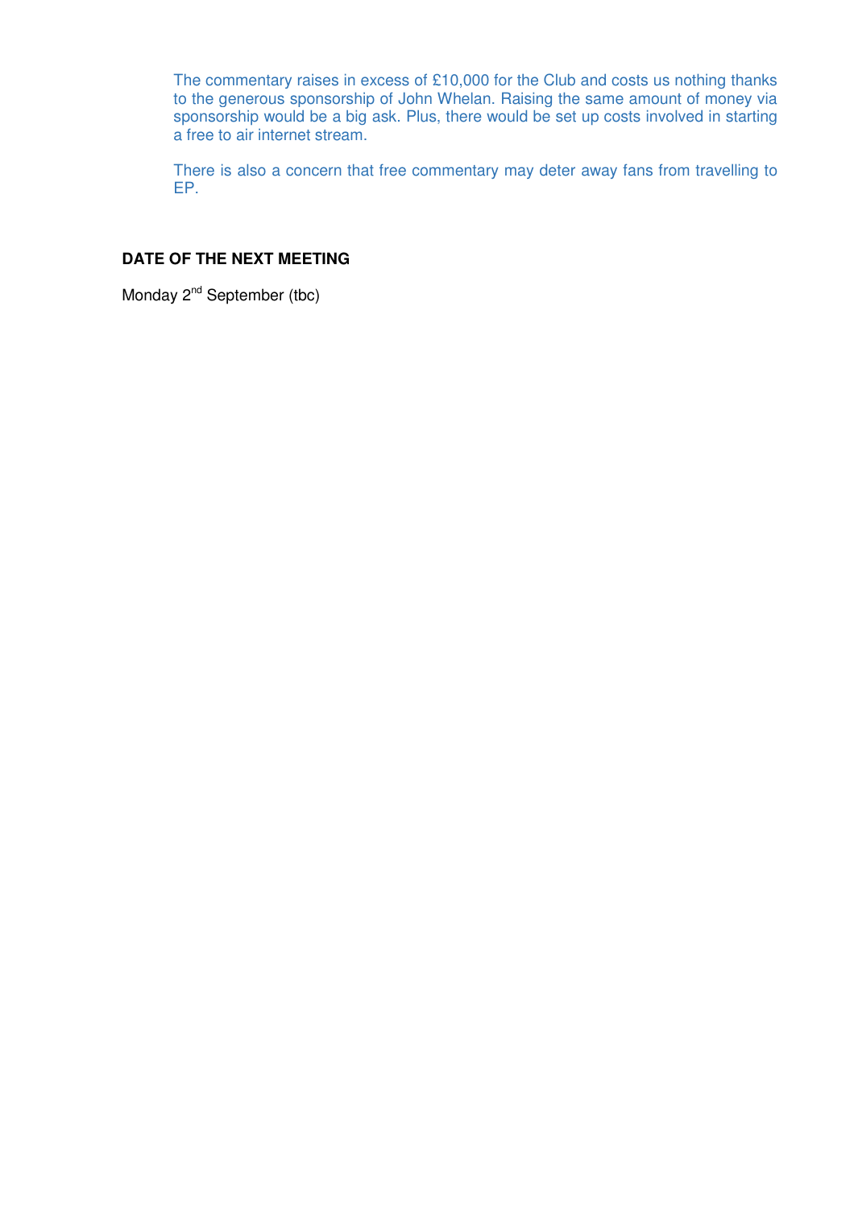The commentary raises in excess of £10,000 for the Club and costs us nothing thanks to the generous sponsorship of John Whelan. Raising the same amount of money via sponsorship would be a big ask. Plus, there would be set up costs involved in starting a free to air internet stream.

There is also a concern that free commentary may deter away fans from travelling to EP.

**DATE OF THE NEXT MEETING**

Monday 2nd September (tbc)